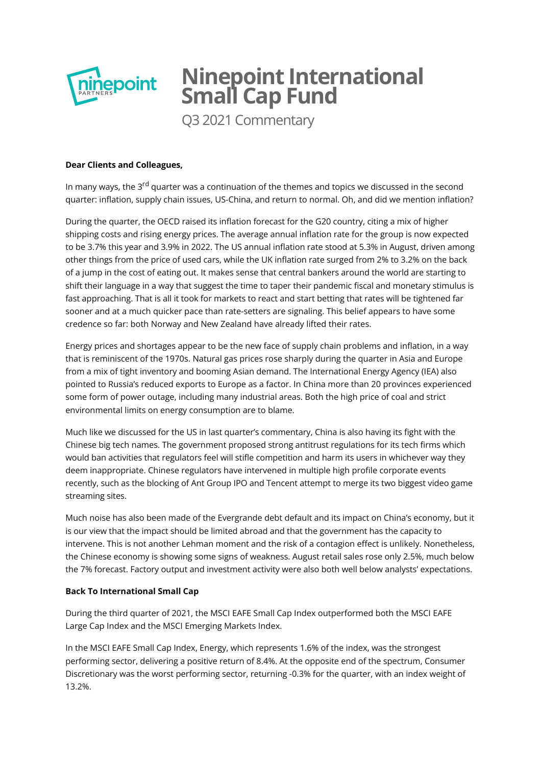# Ninepoint International Small Cap Fund

Q3 2021 Commentary

**Dear Clients and Colleagues,**

In many ways, the 3rd quarter was a continuation of the themes and topics we discussed in the second quarter: inflation, supply chain issues, US-China, and return to normal. Oh, and did we mention inflation?

During the quarter, the OECD raised its inflation forecast for the G20 country, citing a mix of higher shipping costs and rising energy prices. The average annual inflation rate for the group is now expected to be 3.7% this year and 3.9% in 2022. The US annual inflation rate stood at 5.3% in August, driven among other things from the price of used cars, while the UK inflation rate surged from 2% to 3.2% on the back of a jump in the cost of eating out. It makes sense that central bankers around the world are starting to shift their language in a way that suggest the time to taper their pandemic fiscal and monetary stimulus is fast approaching. That is all it took for markets to react and start betting that rates will be tightened far sooner and at a much quicker pace than rate-setters are signaling. This belief appears to have some credence so far: both Norway and New Zealand have already lifted their rates.

Energy prices and shortages appear to be the new face of supply chain problems and inflation, in a way that is reminiscent of the 1970s. Natural gas prices rose sharply during the quarter in Asia and Europe from a mix of tight inventory and booming Asian demand. The International Energy Agency (IEA) also pointed to Russia's reduced exports to Europe as a factor. In China more than 20 provinces experienced some form of power outage, including many industrial areas. Both the high price of coal and strict environmental limits on energy consumption are to blame.

Much like we discussed for the US in last quarter's commentary, China is also having its fight with the Chinese big tech names. The government proposed strong antitrust regulations for its tech firms which would ban activities that regulators feel will stifle competition and harm its users in whichever way they deem inappropriate. Chinese regulators have intervened in multiple high profile corporate events recently, such as the blocking of Ant Group IPO and Tencent attempt to merge its two biggest video game streaming sites.

Much noise has also been made of the Evergrande debt default and its impact on China's economy, but it is our view that the impact should be limited abroad and that the government has the capacity to intervene. This is not another Lehman moment and the risk of a contagion effect is unlikely. Nonetheless, the Chinese economy is showing some signs of weakness. August retail sales rose only 2.5%, much below the 7% forecast. Factory output and investment activity were also both well below analysts' expectations.

**Back To International Small Cap**

During the third quarter of 2021, the MSCI EAFE Small Cap Index outperformed both the MSCI EAFE Large Cap Index and the MSCI Emerging Markets Index.

In the MSCI EAFE Small Cap Index, Energy, which represents 1.6% of the index, was the strongest performing sector, delivering a positive return of 8.4%. At the opposite end of the spectrum, Consumer Discretionary was the worst performing sector, returning -0.3% for the quarter, with an index weight of 13.2%.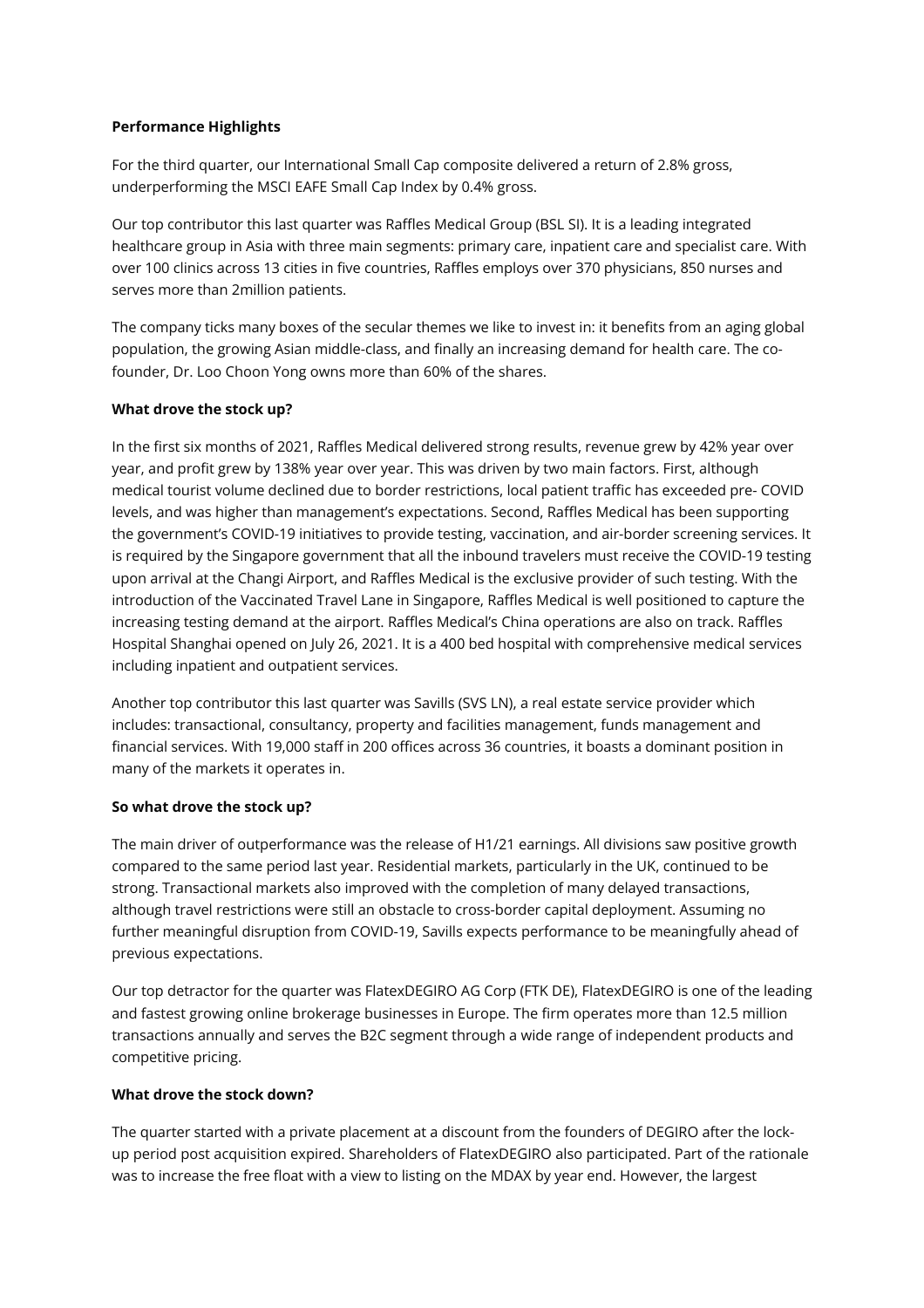**Performance Highlights**

For the third quarter, our International Small Cap composite delivered a return of 2.8% gross, underperforming the MSCI EAFE Small Cap Index by 0.4% gross.

Our top contributor this last quarter was Raffles Medical Group (BSL SI). It is a leading integrated healthcare group in Asia with three main segments: primary care, inpatient care and specialist care. With over 100 clinics across 13 cities in five countries, Raffles employs over 370 physicians, 850 nurses and serves more than 2million patients.

The company ticks many boxes of the secular themes we like to invest in: it benefits from an aging global population, the growing Asian middle-class, and finally an increasing demand for health care. The co-founder, Dr. Loo Choon Yong owns more than 60% of the shares.

**What drove the stock up?**

In the first six months of 2021, Raffles Medical delivered strong results, revenue grew by 42% year over year, and profit grew by 138% year over year. This was driven by two main factors. First, although medical tourist volume declined due to border restrictions, local patient traffic has exceeded pre- COVID levels, and was higher than management's expectations. Second, Raffles Medical has been supporting the government's COVID-19 initiatives to provide testing, vaccination, and air-border screening services. It is required by the Singapore government that all the inbound travelers must receive the COVID-19 testing upon arrival at the Changi Airport, and Raffles Medical is the exclusive provider of such testing. With the introduction of the Vaccinated Travel Lane in Singapore, Raffles Medical is well positioned to capture the increasing testing demand at the airport. Raffles Medical's China operations are also on track. Raffles Hospital Shanghai opened on July 26, 2021. It is a 400 bed hospital with comprehensive medical services including inpatient and outpatient services.

Another top contributor this last quarter was Savills (SVS LN), a real estate service provider which includes: transactional, consultancy, property and facilities management, funds management and financial services. With 19,000 staff in 200 offices across 36 countries, it boasts a dominant position in many of the markets it operates in.

**So what drove the stock up?**

The main driver of outperformance was the release of H1/21 earnings. All divisions saw positive growth compared to the same period last year. Residential markets, particularly in the UK, continued to be strong. Transactional markets also improved with the completion of many delayed transactions, although travel restrictions were still an obstacle to cross-border capital deployment. Assuming no further meaningful disruption from COVID-19, Savills expects performance to be meaningfully ahead of previous expectations.

Our top detractor for the quarter was FlatexDEGIRO AG Corp (FTK DE), FlatexDEGIRO is one of the leading and fastest growing online brokerage businesses in Europe. The firm operates more than 12.5 million transactions annually and serves the B2C segment through a wide range of independent products and competitive pricing.

**What drove the stock down?**

The quarter started with a private placement at a discount from the founders of DEGIRO after the lock-up period post acquisition expired. Shareholders of FlatexDEGIRO also participated. Part of the rationale was to increase the free float with a view to listing on the MDAX by year end. However, the largest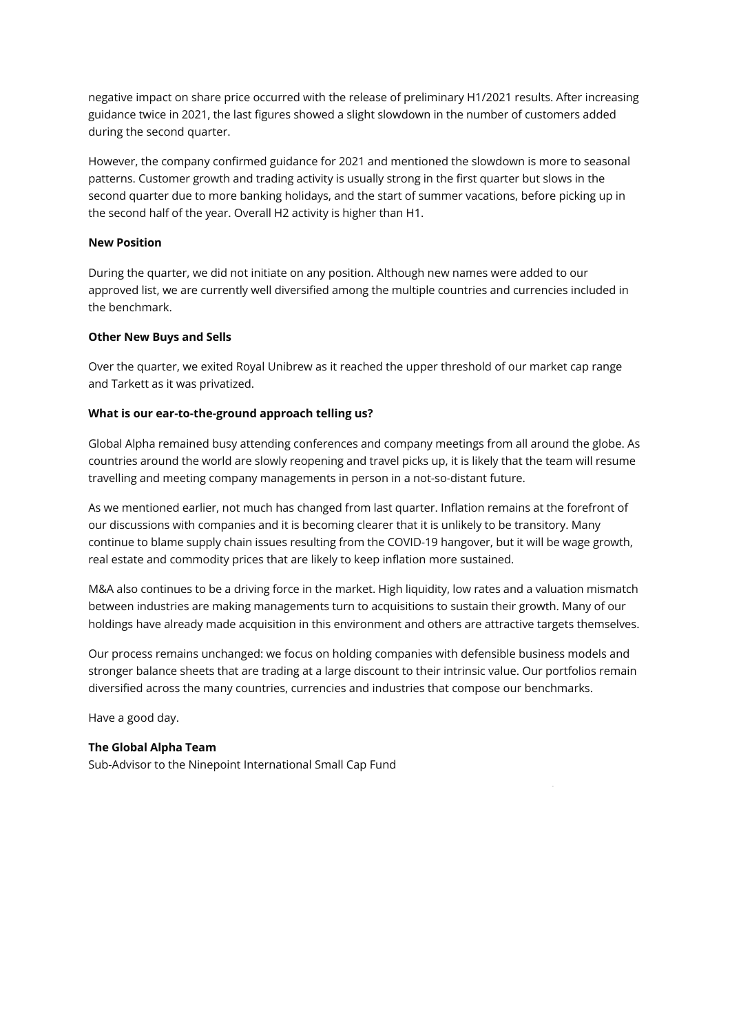negative impact on share price occurred with the release of preliminary H1/2021 results. After increasing guidance twice in 2021, the last figures showed a slight slowdown in the number of customers added during the second quarter.

However, the company confirmed guidance for 2021 and mentioned the slowdown is more to seasonal patterns. Customer growth and trading activity is usually strong in the first quarter but slows in the second quarter due to more banking holidays, and the start of summer vacations, before picking up in the second half of the year. Overall H2 activity is higher than H1.

**New Position**

During the quarter, we did not initiate on any position. Although new names were added to our approved list, we are currently well diversified among the multiple countries and currencies included in the benchmark.

**Other New Buys and Sells**

Over the quarter, we exited Royal Unibrew as it reached the upper threshold of our market cap range and Tarkett as it was privatized.

**What is our ear-to-the-ground approach telling us?**

Global Alpha remained busy attending conferences and company meetings from all around the globe. As countries around the world are slowly reopening and travel picks up, it is likely that the team will resume travelling and meeting company managements in person in a not-so-distant future.

As we mentioned earlier, not much has changed from last quarter. Inflation remains at the forefront of our discussions with companies and it is becoming clearer that it is unlikely to be transitory. Many continue to blame supply chain issues resulting from the COVID-19 hangover, but it will be wage growth, real estate and commodity prices that are likely to keep inflation more sustained.

M&A also continues to be a driving force in the market. High liquidity, low rates and a valuation mismatch between industries are making managements turn to acquisitions to sustain their growth. Many of our holdings have already made acquisition in this environment and others are attractive targets themselves.

Our process remains unchanged: we focus on holding companies with defensible business models and stronger balance sheets that are trading at a large discount to their intrinsic value. Our portfolios remain diversified across the many countries, currencies and industries that compose our benchmarks.

Have a good day.

**The Global Alpha Team**
Sub-Advisor to the Ninepoint International Small Cap Fund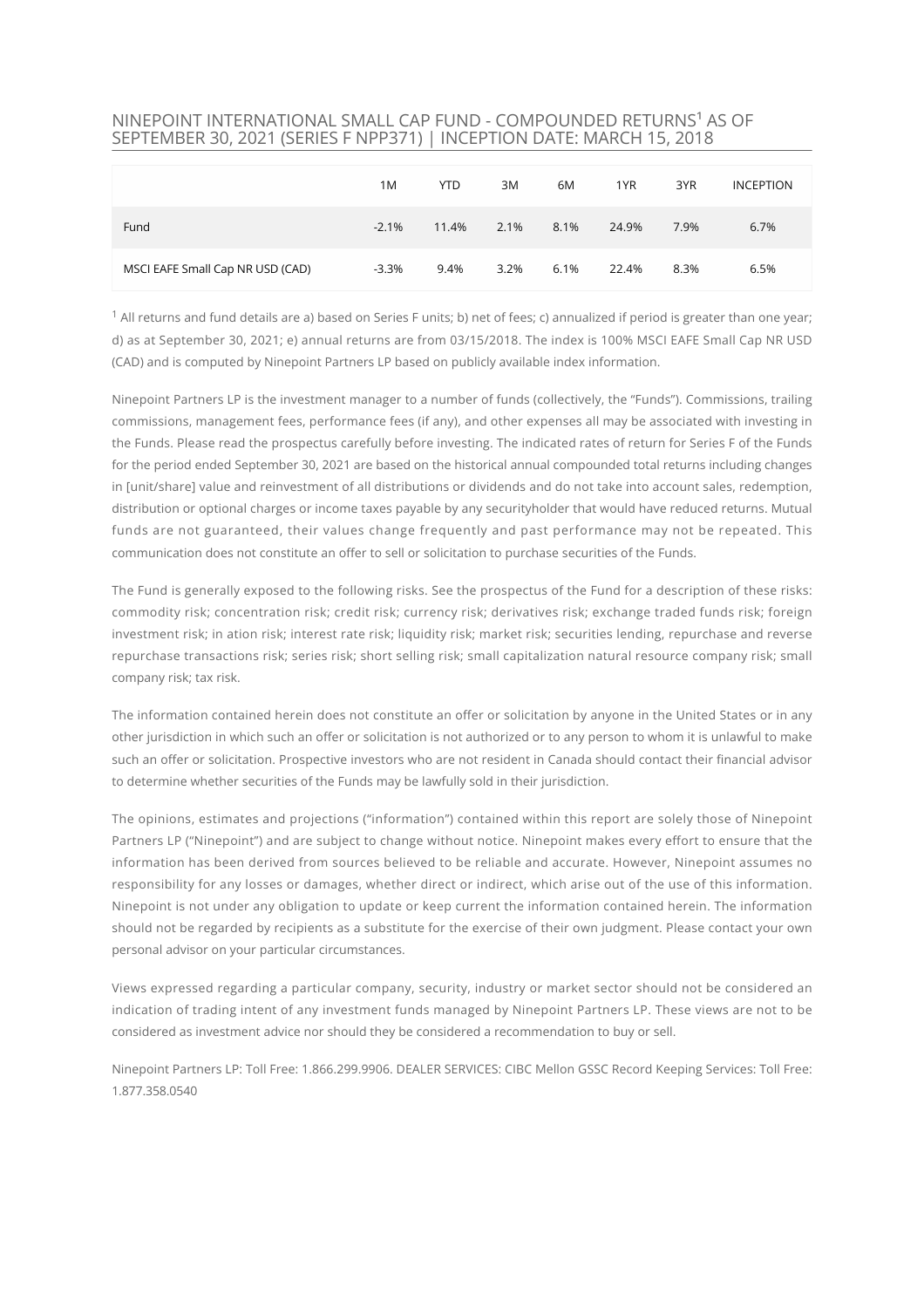## NINEPOINT INTERNATIONAL SMALL CAP FUND - COMPOUNDED RETURNS[1] AS OF SEPTEMBER 30, 2021 (SERIES F NPP371) | INCEPTION DATE: MARCH 15, 2018

| | 1M | YTD | 3M | 6M | 1YR | 3YR | INCEPTION |
|---|---|---|---|---|---|---|---|
| Fund | -2.1% | 11.4% | 2.1% | 8.1% | 24.9% | 7.9% | 6.7% |
| MSCI EAFE Small Cap NR USD (CAD) | -3.3% | 9.4% | 3.2% | 6.1% | 22.4% | 8.3% | 6.5% |

[1] All returns and fund details are a) based on Series F units; b) net of fees; c) annualized if period is greater than one year; d) as at September 30, 2021; e) annual returns are from 03/15/2018. The index is 100% MSCI EAFE Small Cap NR USD (CAD) and is computed by Ninepoint Partners LP based on publicly available index information.

Ninepoint Partners LP is the investment manager to a number of funds (collectively, the "Funds"). Commissions, trailing commissions, management fees, performance fees (if any), and other expenses all may be associated with investing in the Funds. Please read the prospectus carefully before investing. The indicated rates of return for Series F of the Funds for the period ended September 30, 2021 are based on the historical annual compounded total returns including changes in [unit/share] value and reinvestment of all distributions or dividends and do not take into account sales, redemption, distribution or optional charges or income taxes payable by any securityholder that would have reduced returns. Mutual funds are not guaranteed, their values change frequently and past performance may not be repeated. This communication does not constitute an offer to sell or solicitation to purchase securities of the Funds.

The Fund is generally exposed to the following risks. See the prospectus of the Fund for a description of these risks: commodity risk; concentration risk; credit risk; currency risk; derivatives risk; exchange traded funds risk; foreign investment risk; in ation risk; interest rate risk; liquidity risk; market risk; securities lending, repurchase and reverse repurchase transactions risk; series risk; short selling risk; small capitalization natural resource company risk; small company risk; tax risk.

The information contained herein does not constitute an offer or solicitation by anyone in the United States or in any other jurisdiction in which such an offer or solicitation is not authorized or to any person to whom it is unlawful to make such an offer or solicitation. Prospective investors who are not resident in Canada should contact their financial advisor to determine whether securities of the Funds may be lawfully sold in their jurisdiction.

The opinions, estimates and projections ("information") contained within this report are solely those of Ninepoint Partners LP ("Ninepoint") and are subject to change without notice. Ninepoint makes every effort to ensure that the information has been derived from sources believed to be reliable and accurate. However, Ninepoint assumes no responsibility for any losses or damages, whether direct or indirect, which arise out of the use of this information. Ninepoint is not under any obligation to update or keep current the information contained herein. The information should not be regarded by recipients as a substitute for the exercise of their own judgment. Please contact your own personal advisor on your particular circumstances.

Views expressed regarding a particular company, security, industry or market sector should not be considered an indication of trading intent of any investment funds managed by Ninepoint Partners LP. These views are not to be considered as investment advice nor should they be considered a recommendation to buy or sell.

Ninepoint Partners LP: Toll Free: 1.866.299.9906. DEALER SERVICES: CIBC Mellon GSSC Record Keeping Services: Toll Free: 1.877.358.0540